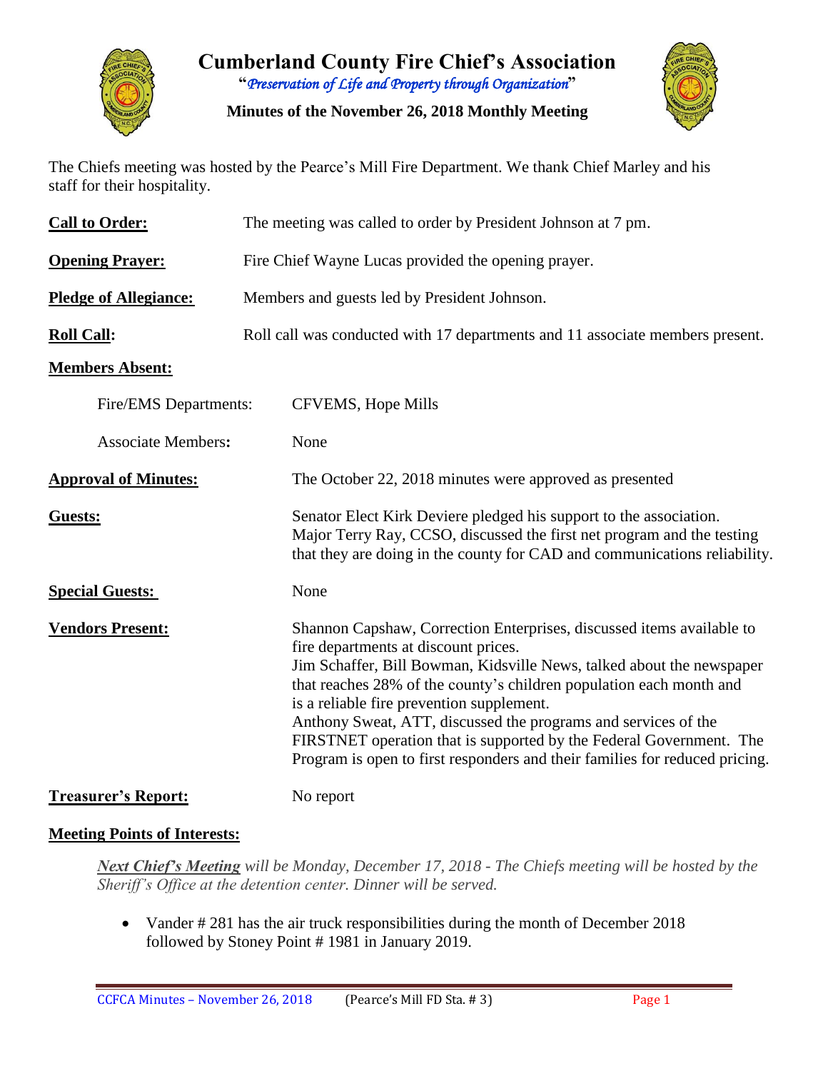# Cumberland County Fire Chief's Association

"*Preservation of Life and Property through Organization*"

**Minutes of the November 26, 2018 Monthly Meeting**

The Chiefs meeting was hosted by the Pearce's Mill Fire Department. We thank Chief Marley and his staff for their hospitality.

**Call to Order:** The meeting was called to order by President Johnson at 7 pm.

**Opening Prayer:** Fire Chief Wayne Lucas provided the opening prayer.

**Pledge of Allegiance:** Members and guests led by President Johnson.

**Roll Call:** Roll call was conducted with 17 departments and 11 associate members present.

**Members Absent:**

Fire/EMS Departments: CFVEMS, Hope Mills

Associate Members: None

**Approval of Minutes:** The October 22, 2018 minutes were approved as presented

**Guests:** Senator Elect Kirk Deviere pledged his support to the association. Major Terry Ray, CCSO, discussed the first net program and the testing that they are doing in the county for CAD and communications reliability.

**Special Guests:** None

**Vendors Present:** Shannon Capshaw, Correction Enterprises, discussed items available to fire departments at discount prices.
Jim Schaffer, Bill Bowman, Kidsville News, talked about the newspaper that reaches 28% of the county's children population each month and is a reliable fire prevention supplement.
Anthony Sweat, ATT, discussed the programs and services of the FIRSTNET operation that is supported by the Federal Government. The Program is open to first responders and their families for reduced pricing.

**Treasurer's Report:** No report

**Meeting Points of Interests:**

***Next Chief's Meeting*** *will be Monday, December 17, 2018 - The Chiefs meeting will be hosted by the Sheriff's Office at the detention center. Dinner will be served.*

- Vander # 281 has the air truck responsibilities during the month of December 2018 followed by Stoney Point # 1981 in January 2019.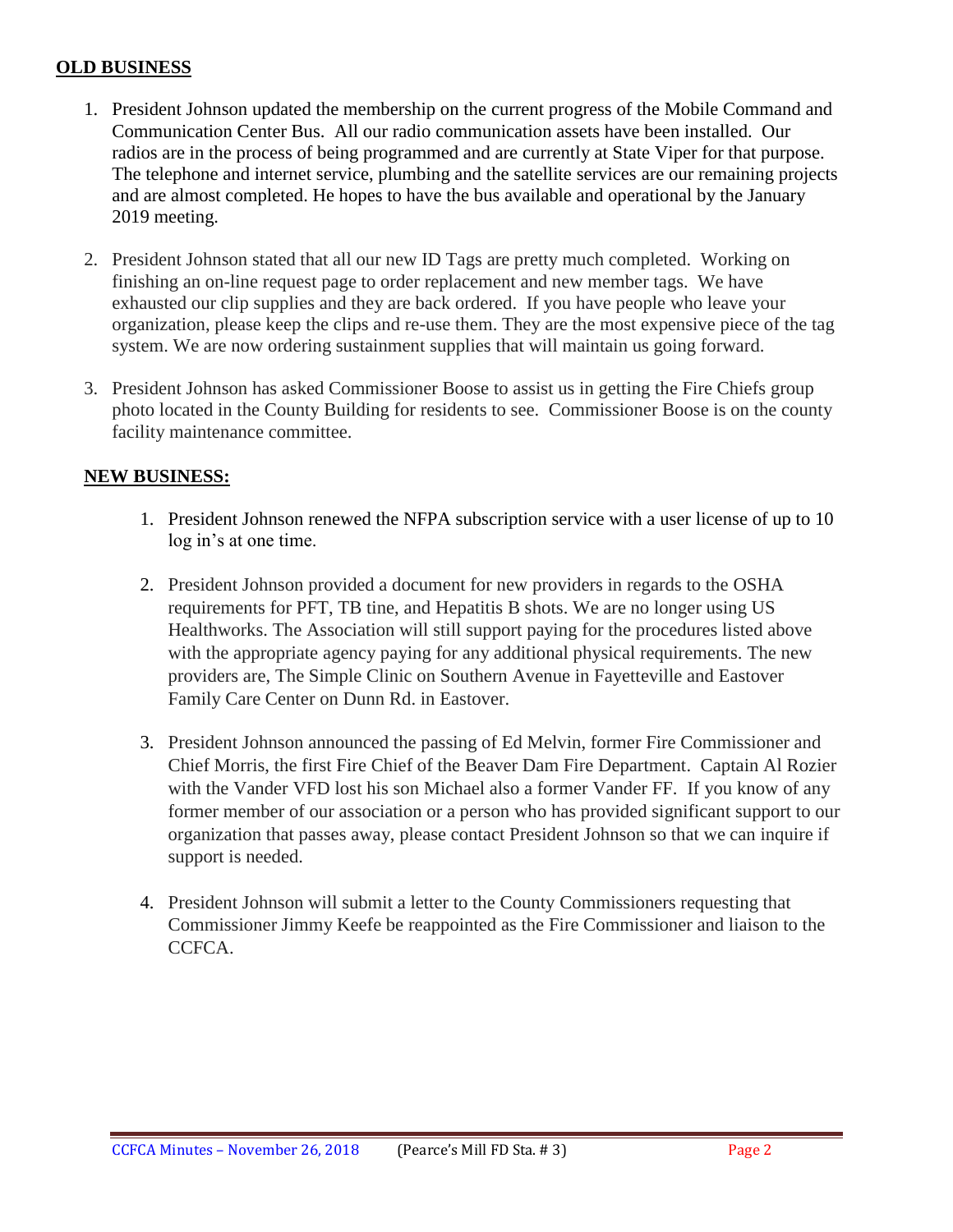## OLD BUSINESS

1. President Johnson updated the membership on the current progress of the Mobile Command and Communication Center Bus. All our radio communication assets have been installed. Our radios are in the process of being programmed and are currently at State Viper for that purpose. The telephone and internet service, plumbing and the satellite services are our remaining projects and are almost completed. He hopes to have the bus available and operational by the January 2019 meeting.

2. President Johnson stated that all our new ID Tags are pretty much completed. Working on finishing an on-line request page to order replacement and new member tags. We have exhausted our clip supplies and they are back ordered. If you have people who leave your organization, please keep the clips and re-use them. They are the most expensive piece of the tag system. We are now ordering sustainment supplies that will maintain us going forward.

3. President Johnson has asked Commissioner Boose to assist us in getting the Fire Chiefs group photo located in the County Building for residents to see. Commissioner Boose is on the county facility maintenance committee.

## NEW BUSINESS:

1. President Johnson renewed the NFPA subscription service with a user license of up to 10 log in's at one time.

2. President Johnson provided a document for new providers in regards to the OSHA requirements for PFT, TB tine, and Hepatitis B shots. We are no longer using US Healthworks. The Association will still support paying for the procedures listed above with the appropriate agency paying for any additional physical requirements. The new providers are, The Simple Clinic on Southern Avenue in Fayetteville and Eastover Family Care Center on Dunn Rd. in Eastover.

3. President Johnson announced the passing of Ed Melvin, former Fire Commissioner and Chief Morris, the first Fire Chief of the Beaver Dam Fire Department. Captain Al Rozier with the Vander VFD lost his son Michael also a former Vander FF. If you know of any former member of our association or a person who has provided significant support to our organization that passes away, please contact President Johnson so that we can inquire if support is needed.

4. President Johnson will submit a letter to the County Commissioners requesting that Commissioner Jimmy Keefe be reappointed as the Fire Commissioner and liaison to the CCFCA.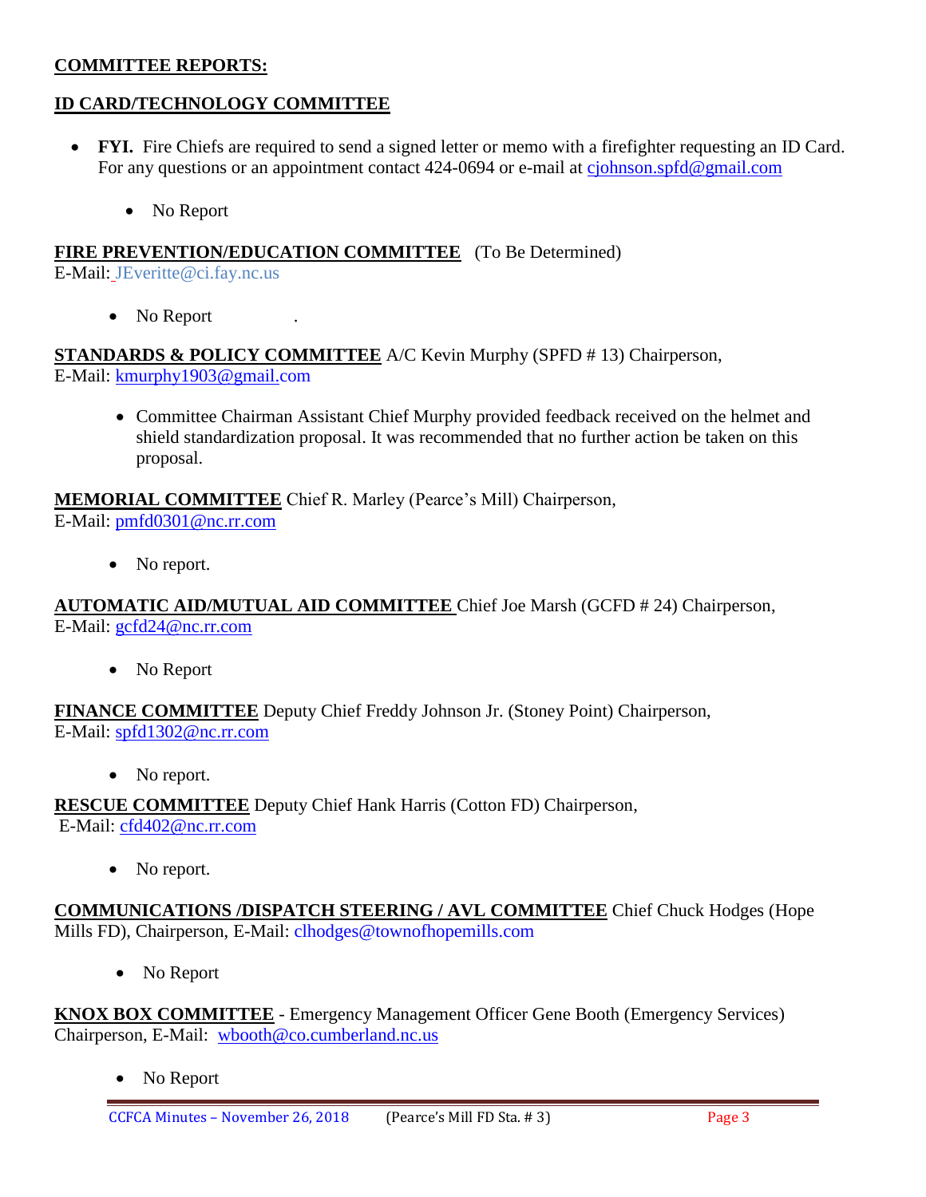**COMMITTEE REPORTS:**

**ID CARD/TECHNOLOGY COMMITTEE**

- **FYI.** Fire Chiefs are required to send a signed letter or memo with a firefighter requesting an ID Card. For any questions or an appointment contact 424-0694 or e-mail at cjohnson.spfd@gmail.com
    - No Report

**FIRE PREVENTION/EDUCATION COMMITTEE** (To Be Determined)
E-Mail: JEveritte@ci.fay.nc.us

- No Report .

**STANDARDS & POLICY COMMITTEE** A/C Kevin Murphy (SPFD # 13) Chairperson,
E-Mail: kmurphy1903@gmail.com

- Committee Chairman Assistant Chief Murphy provided feedback received on the helmet and shield standardization proposal. It was recommended that no further action be taken on this proposal.

**MEMORIAL COMMITTEE** Chief R. Marley (Pearce's Mill) Chairperson,
E-Mail: pmfd0301@nc.rr.com

- No report.

**AUTOMATIC AID/MUTUAL AID COMMITTEE** Chief Joe Marsh (GCFD # 24) Chairperson,
E-Mail: gcfd24@nc.rr.com

- No Report

**FINANCE COMMITTEE** Deputy Chief Freddy Johnson Jr. (Stoney Point) Chairperson,
E-Mail: spfd1302@nc.rr.com

- No report.

**RESCUE COMMITTEE** Deputy Chief Hank Harris (Cotton FD) Chairperson,
E-Mail: cfd402@nc.rr.com

- No report.

**COMMUNICATIONS /DISPATCH STEERING / AVL COMMITTEE** Chief Chuck Hodges (Hope Mills FD), Chairperson, E-Mail: clhodges@townofhopemills.com

- No Report

**KNOX BOX COMMITTEE** - Emergency Management Officer Gene Booth (Emergency Services) Chairperson, E-Mail: wbooth@co.cumberland.nc.us

- No Report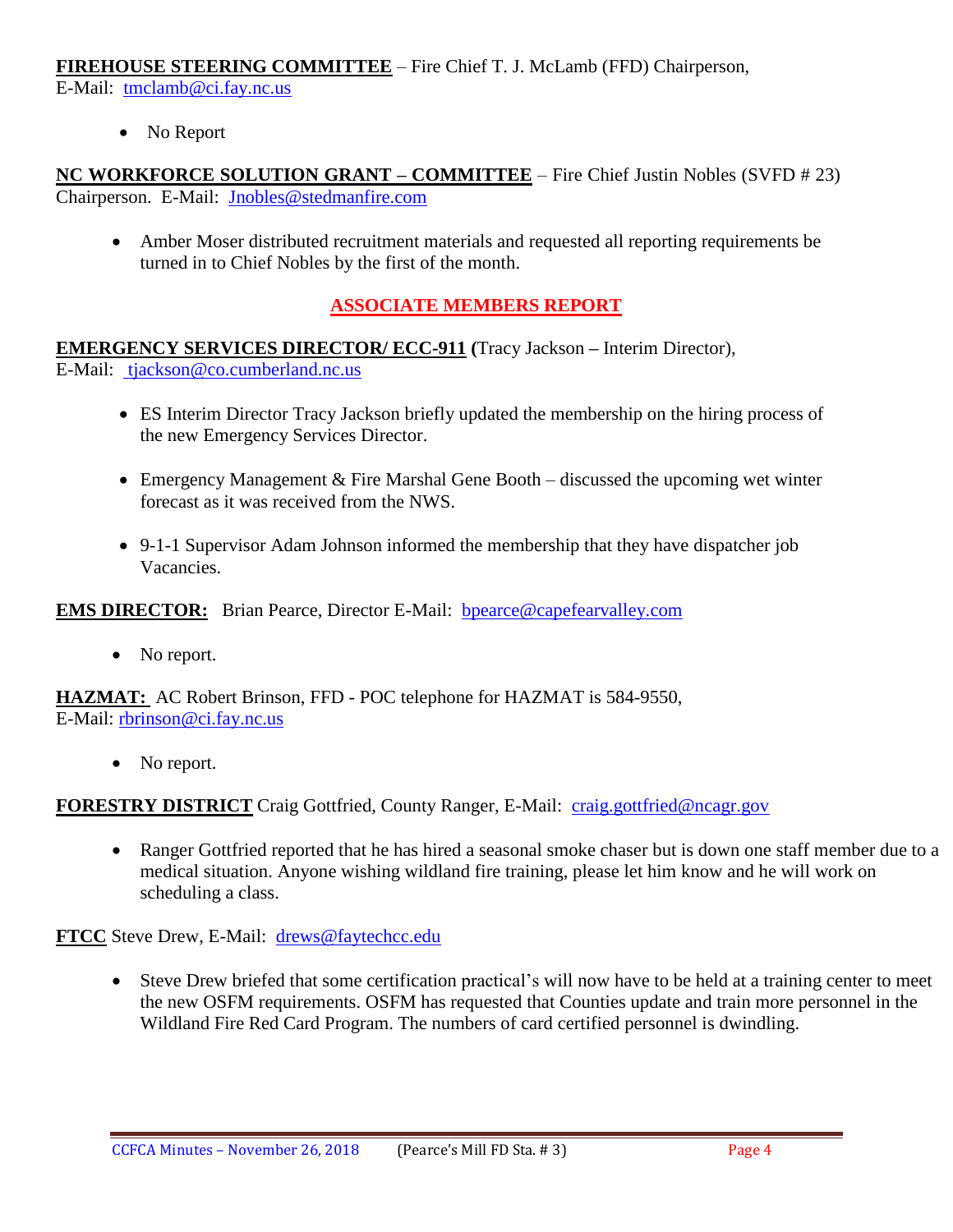**FIREHOUSE STEERING COMMITTEE** – Fire Chief T. J. McLamb (FFD) Chairperson, E-Mail: tmclamb@ci.fay.nc.us

- No Report

**NC WORKFORCE SOLUTION GRANT – COMMITTEE** – Fire Chief Justin Nobles (SVFD # 23) Chairperson. E-Mail: Jnobles@stedmanfire.com

- Amber Moser distributed recruitment materials and requested all reporting requirements be turned in to Chief Nobles by the first of the month.

## ASSOCIATE MEMBERS REPORT

**EMERGENCY SERVICES DIRECTOR/ ECC-911** (Tracy Jackson – Interim Director), E-Mail: tjackson@co.cumberland.nc.us

- ES Interim Director Tracy Jackson briefly updated the membership on the hiring process of the new Emergency Services Director.
- Emergency Management & Fire Marshal Gene Booth – discussed the upcoming wet winter forecast as it was received from the NWS.
- 9-1-1 Supervisor Adam Johnson informed the membership that they have dispatcher job Vacancies.

**EMS DIRECTOR:** Brian Pearce, Director E-Mail: bpearce@capefearvalley.com

- No report.

**HAZMAT:** AC Robert Brinson, FFD - POC telephone for HAZMAT is 584-9550, E-Mail: rbrinson@ci.fay.nc.us

- No report.

**FORESTRY DISTRICT** Craig Gottfried, County Ranger, E-Mail: craig.gottfried@ncagr.gov

- Ranger Gottfried reported that he has hired a seasonal smoke chaser but is down one staff member due to a medical situation. Anyone wishing wildland fire training, please let him know and he will work on scheduling a class.

**FTCC** Steve Drew, E-Mail: drews@faytechcc.edu

- Steve Drew briefed that some certification practical's will now have to be held at a training center to meet the new OSFM requirements. OSFM has requested that Counties update and train more personnel in the Wildland Fire Red Card Program. The numbers of card certified personnel is dwindling.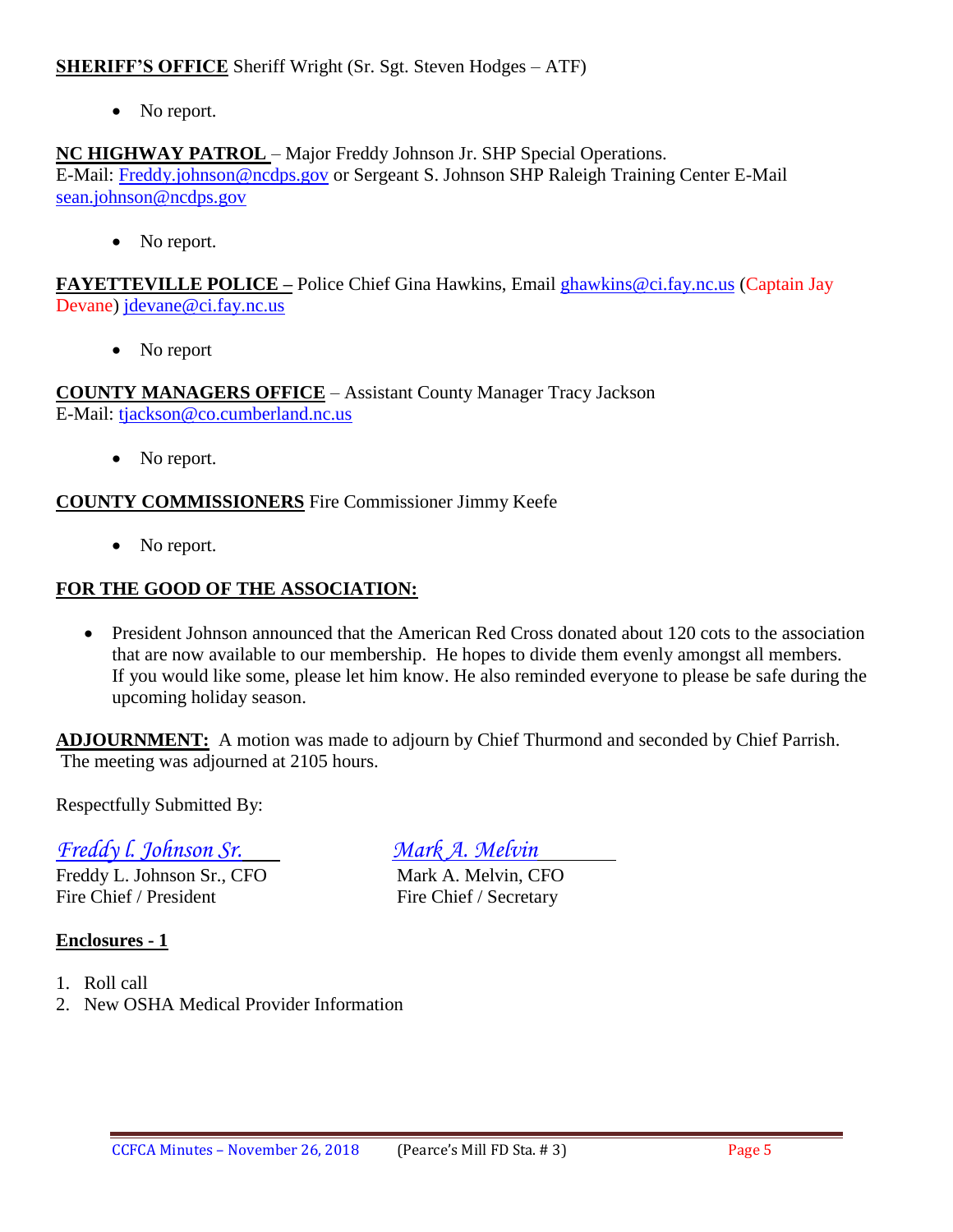**SHERIFF'S OFFICE** Sheriff Wright (Sr. Sgt. Steven Hodges – ATF)

- No report.

**NC HIGHWAY PATROL** – Major Freddy Johnson Jr. SHP Special Operations.
E-Mail: Freddy.johnson@ncdps.gov or Sergeant S. Johnson SHP Raleigh Training Center E-Mail sean.johnson@ncdps.gov

- No report.

**FAYETTEVILLE POLICE –** Police Chief Gina Hawkins, Email ghawkins@ci.fay.nc.us (Captain Jay Devane) jdevane@ci.fay.nc.us

- No report

**COUNTY MANAGERS OFFICE** – Assistant County Manager Tracy Jackson
E-Mail: tjackson@co.cumberland.nc.us

- No report.

**COUNTY COMMISSIONERS** Fire Commissioner Jimmy Keefe

- No report.

**FOR THE GOOD OF THE ASSOCIATION:**

- President Johnson announced that the American Red Cross donated about 120 cots to the association that are now available to our membership. He hopes to divide them evenly amongst all members. If you would like some, please let him know. He also reminded everyone to please be safe during the upcoming holiday season.

**ADJOURNMENT:** A motion was made to adjourn by Chief Thurmond and seconded by Chief Parrish. The meeting was adjourned at 2105 hours.

Respectfully Submitted By:

| | |
|---|---|
| *Freddy l. Johnson Sr.* | *Mark A. Melvin* |
| Freddy L. Johnson Sr., CFO | Mark A. Melvin, CFO |
| Fire Chief / President | Fire Chief / Secretary |

**Enclosures - 1**

1. Roll call
2. New OSHA Medical Provider Information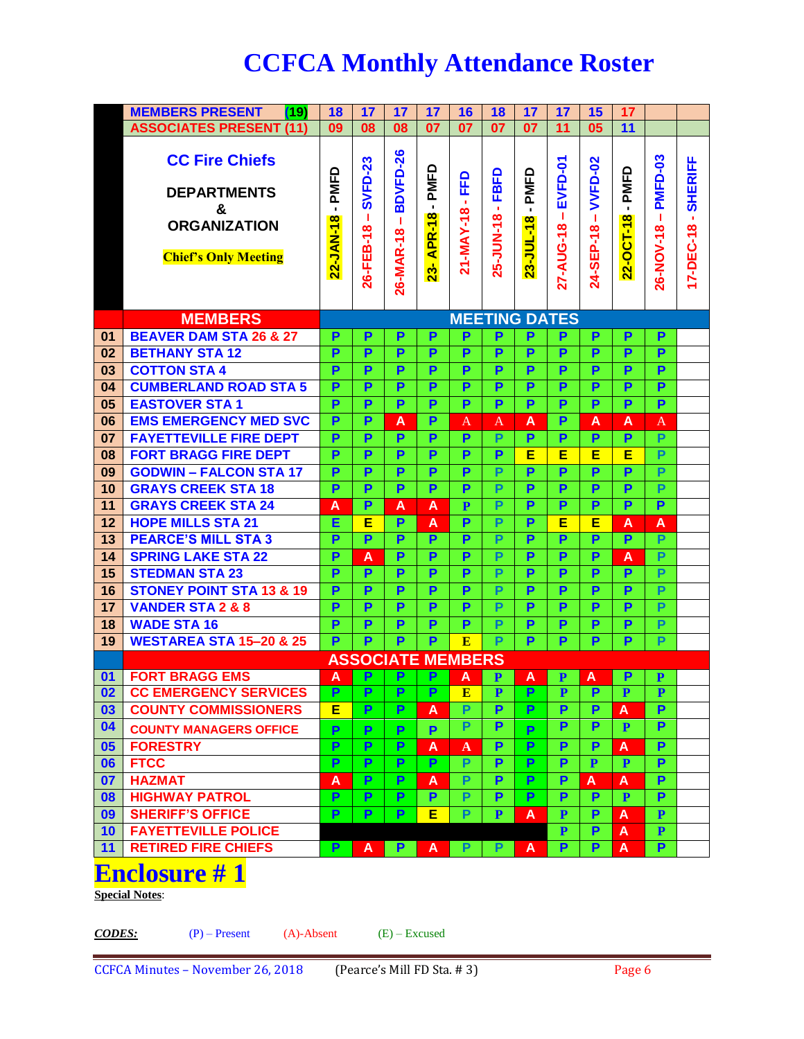# CCFCA Monthly Attendance Roster

| | | 22-JAN-18 - PMFD | 26-FEB-18 – SVFD-23 | 26-MAR-18 – BDVFD-26 | 23- APR-18 - PMFD | 21-MAY-18 - FFD | 25-JUN-18 - FBFD | 23-JUL-18 - PMFD | 27-AUG-18 – EVFD-01 | 24-SEP-18 – VVFD-02 | 22-OCT-18 - PMFD | 26-NOV-18 – PMFD-03 | 17-DEC-18 - SHERIFF |
|---|---|---|---|---|---|---|---|---|---|---|---|---|---|
| | MEMBERS PRESENT (19) | 18 | 17 | 17 | 17 | 16 | 18 | 17 | 17 | 15 | 17 | | |
| | ASSOCIATES PRESENT (11) | 09 | 08 | 08 | 07 | 07 | 07 | 07 | 11 | 05 | 11 | | |
| | CC Fire Chiefs DEPARTMENTS & ORGANIZATION **Chief's Only Meeting** | | | | | | | | | | | | |
| | **MEMBERS** | **MEETING DATES** | | | | | | | | | | | |
| 01 | BEAVER DAM STA 26 & 27 | P | P | P | P | P | P | P | P | P | P | P | |
| 02 | BETHANY STA 12 | P | P | P | P | P | P | P | P | P | P | P | |
| 03 | COTTON STA 4 | P | P | P | P | P | P | P | P | P | P | P | |
| 04 | CUMBERLAND ROAD STA 5 | P | P | P | P | P | P | P | P | P | P | P | |
| 05 | EASTOVER STA 1 | P | P | P | P | P | P | P | P | P | P | P | |
| 06 | EMS EMERGENCY MED SVC | P | P | A | P | A | A | A | P | A | A | A | |
| 07 | FAYETTEVILLE FIRE DEPT | P | P | P | P | P | P | P | P | P | P | P | |
| 08 | FORT BRAGG FIRE DEPT | P | P | P | P | P | P | E | E | E | E | P | |
| 09 | GODWIN – FALCON STA 17 | P | P | P | P | P | P | P | P | P | P | P | |
| 10 | GRAYS CREEK STA 18 | P | P | P | P | P | P | P | P | P | P | P | |
| 11 | GRAYS CREEK STA 24 | A | P | A | A | P | P | P | P | P | P | P | |
| 12 | HOPE MILLS STA 21 | E | E | P | A | P | P | P | E | E | A | A | |
| 13 | PEARCE'S MILL STA 3 | P | P | P | P | P | P | P | P | P | P | P | |
| 14 | SPRING LAKE STA 22 | P | A | P | P | P | P | P | P | P | A | P | |
| 15 | STEDMAN STA 23 | P | P | P | P | P | P | P | P | P | P | P | |
| 16 | STONEY POINT STA 13 & 19 | P | P | P | P | P | P | P | P | P | P | P | |
| 17 | VANDER STA 2 & 8 | P | P | P | P | P | P | P | P | P | P | P | |
| 18 | WADE STA 16 | P | P | P | P | P | P | P | P | P | P | P | |
| 19 | WESTAREA STA 15–20 & 25 | P | P | P | P | E | P | P | P | P | P | P | |
| | **ASSOCIATE MEMBERS** | | | | | | | | | | | | |
| 01 | FORT BRAGG EMS | A | P | P | P | A | P | A | P | A | P | P | |
| 02 | CC EMERGENCY SERVICES | P | P | P | P | E | P | P | P | P | P | P | |
| 03 | COUNTY COMMISSIONERS | E | P | P | A | P | P | P | P | P | A | P | |
| 04 | COUNTY MANAGERS OFFICE | P | P | P | P | P | P | P | P | P | P | P | |
| 05 | FORESTRY | P | P | P | A | A | P | P | P | P | A | P | |
| 06 | FTCC | P | P | P | P | P | P | P | P | P | P | P | |
| 07 | HAZMAT | A | P | P | A | P | P | P | P | A | A | P | |
| 08 | HIGHWAY PATROL | P | P | P | P | P | P | P | P | P | P | P | |
| 09 | SHERIFF'S OFFICE | P | P | P | E | P | P | A | P | P | A | P | |
| 10 | FAYETTEVILLE POLICE | | | | | | | | P | P | A | P | |
| 11 | RETIRED FIRE CHIEFS | P | A | P | A | P | P | A | P | P | A | P | |

# Enclosure # 1

**Special Notes**:

***CODES:*** (P) – Present (A)-Absent (E) – Excused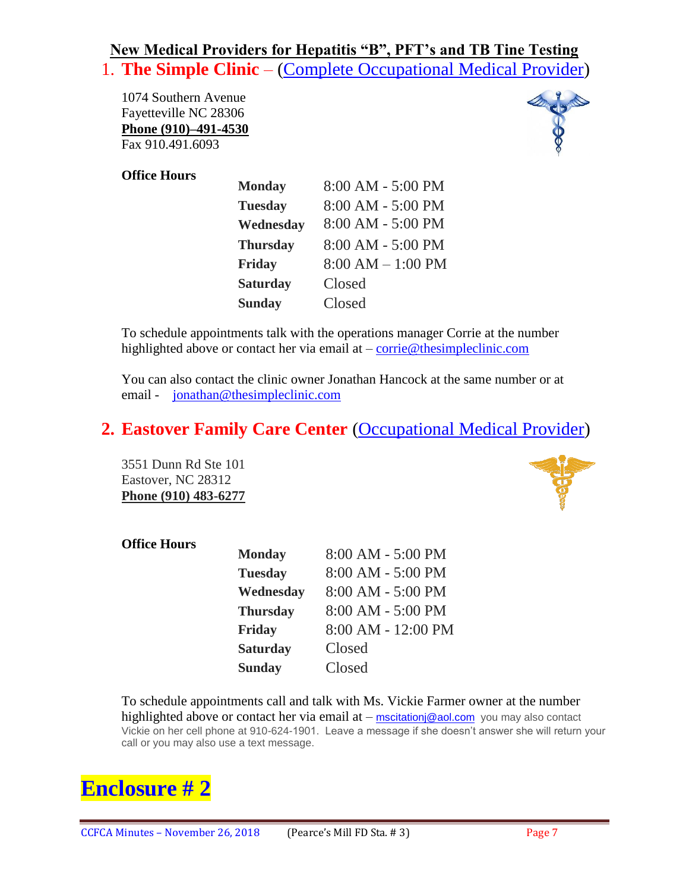## New Medical Providers for Hepatitis "B", PFT's and TB Tine Testing

### 1. The Simple Clinic – (Complete Occupational Medical Provider)

1074 Southern Avenue
Fayetteville NC 28306
**Phone (910)–491-4530**
Fax 910.491.6093

**Office Hours**

| | |
|---|---|
| **Monday** | 8:00 AM - 5:00 PM |
| **Tuesday** | 8:00 AM - 5:00 PM |
| **Wednesday** | 8:00 AM - 5:00 PM |
| **Thursday** | 8:00 AM - 5:00 PM |
| **Friday** | 8:00 AM – 1:00 PM |
| **Saturday** | Closed |
| **Sunday** | Closed |

To schedule appointments talk with the operations manager Corrie at the number highlighted above or contact her via email at – corrie@thesimpleclinic.com

You can also contact the clinic owner Jonathan Hancock at the same number or at email - jonathan@thesimpleclinic.com

### 2. Eastover Family Care Center (Occupational Medical Provider)

3551 Dunn Rd Ste 101
Eastover, NC 28312
**Phone (910) 483-6277**

**Office Hours**

| | |
|---|---|
| **Monday** | 8:00 AM - 5:00 PM |
| **Tuesday** | 8:00 AM - 5:00 PM |
| **Wednesday** | 8:00 AM - 5:00 PM |
| **Thursday** | 8:00 AM - 5:00 PM |
| **Friday** | 8:00 AM - 12:00 PM |
| **Saturday** | Closed |
| **Sunday** | Closed |

To schedule appointments call and talk with Ms. Vickie Farmer owner at the number highlighted above or contact her via email at – mscitationj@aol.com you may also contact Vickie on her cell phone at 910-624-1901. Leave a message if she doesn't answer she will return your call or you may also use a text message.

# Enclosure # 2